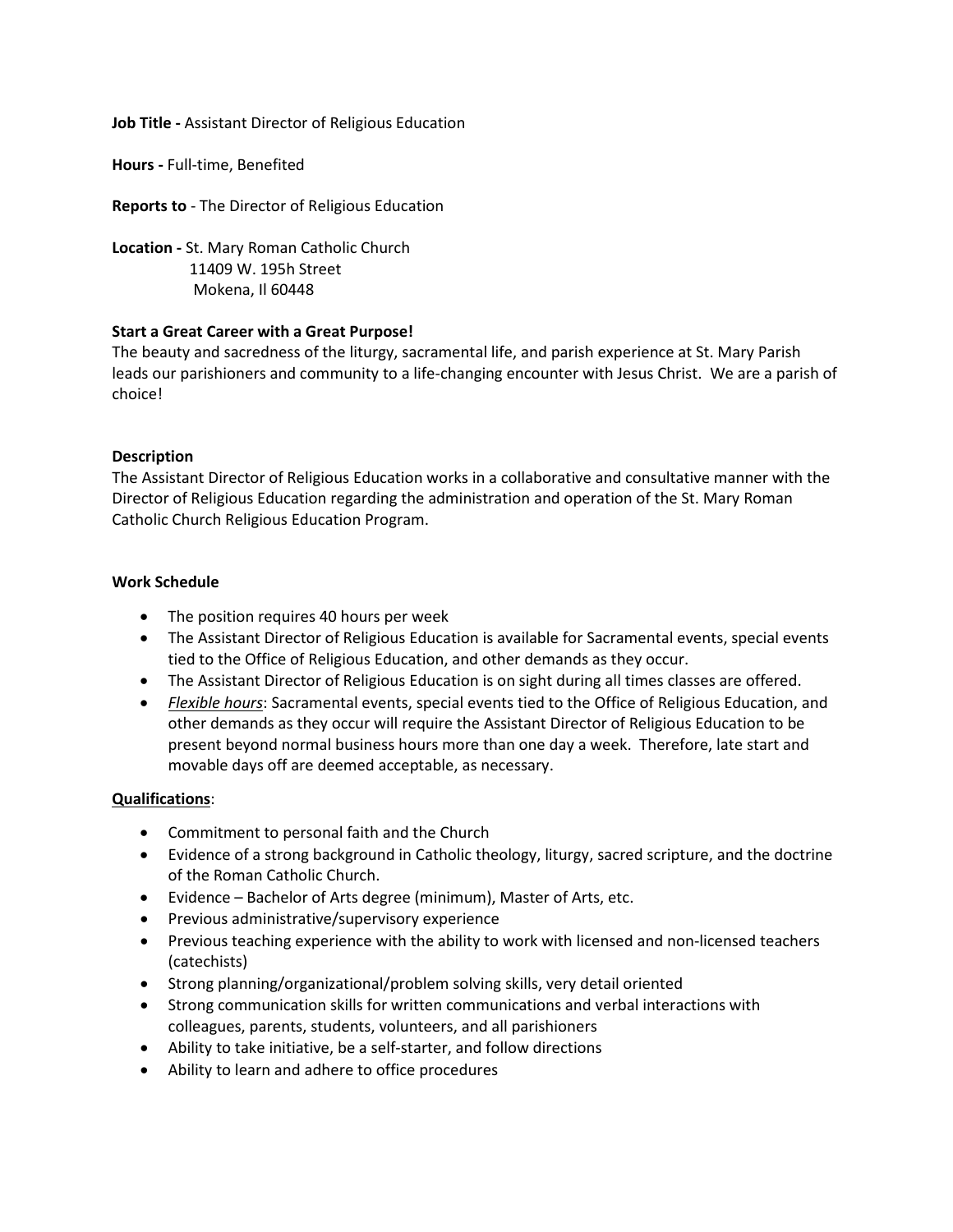**Job Title -** Assistant Director of Religious Education

**Hours -** Full-time, Benefited

**Reports to** - The Director of Religious Education

**Location -** St. Mary Roman Catholic Church
11409 W. 195h Street
Mokena, Il 60448

**Start a Great Career with a Great Purpose!**

The beauty and sacredness of the liturgy, sacramental life, and parish experience at St. Mary Parish leads our parishioners and community to a life-changing encounter with Jesus Christ. We are a parish of choice!

**Description**

The Assistant Director of Religious Education works in a collaborative and consultative manner with the Director of Religious Education regarding the administration and operation of the St. Mary Roman Catholic Church Religious Education Program.

**Work Schedule**

- The position requires 40 hours per week
- The Assistant Director of Religious Education is available for Sacramental events, special events tied to the Office of Religious Education, and other demands as they occur.
- The Assistant Director of Religious Education is on sight during all times classes are offered.
- *Flexible hours*: Sacramental events, special events tied to the Office of Religious Education, and other demands as they occur will require the Assistant Director of Religious Education to be present beyond normal business hours more than one day a week. Therefore, late start and movable days off are deemed acceptable, as necessary.

**Qualifications**:

- Commitment to personal faith and the Church
- Evidence of a strong background in Catholic theology, liturgy, sacred scripture, and the doctrine of the Roman Catholic Church.
- Evidence – Bachelor of Arts degree (minimum), Master of Arts, etc.
- Previous administrative/supervisory experience
- Previous teaching experience with the ability to work with licensed and non-licensed teachers (catechists)
- Strong planning/organizational/problem solving skills, very detail oriented
- Strong communication skills for written communications and verbal interactions with colleagues, parents, students, volunteers, and all parishioners
- Ability to take initiative, be a self-starter, and follow directions
- Ability to learn and adhere to office procedures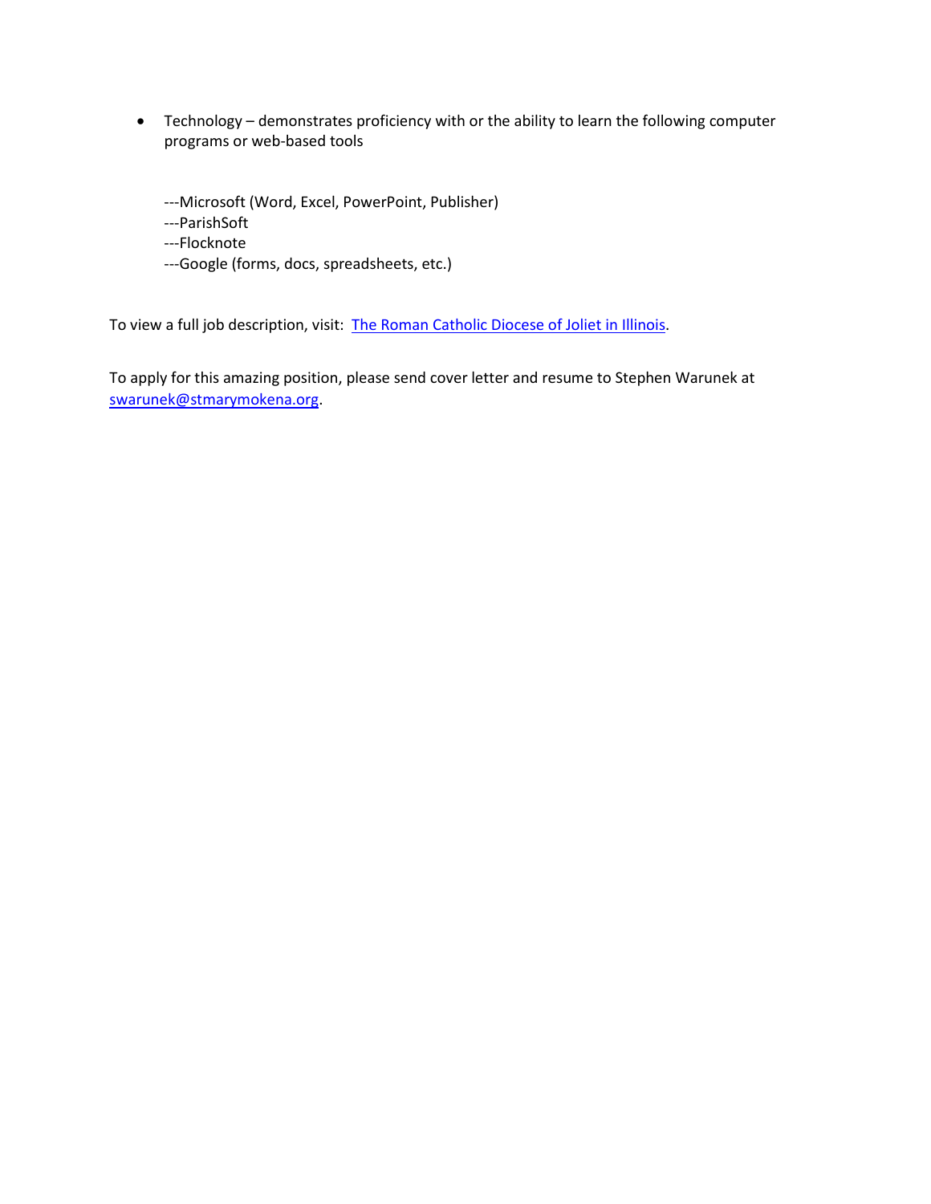- Technology – demonstrates proficiency with or the ability to learn the following computer programs or web-based tools

  ---Microsoft (Word, Excel, PowerPoint, Publisher)
  ---ParishSoft
  ---Flocknote
  ---Google (forms, docs, spreadsheets, etc.)

To view a full job description, visit: [The Roman Catholic Diocese of Joliet in Illinois](#).

To apply for this amazing position, please send cover letter and resume to Stephen Warunek at [swarunek@stmarymokena.org](mailto:swarunek@stmarymokena.org).